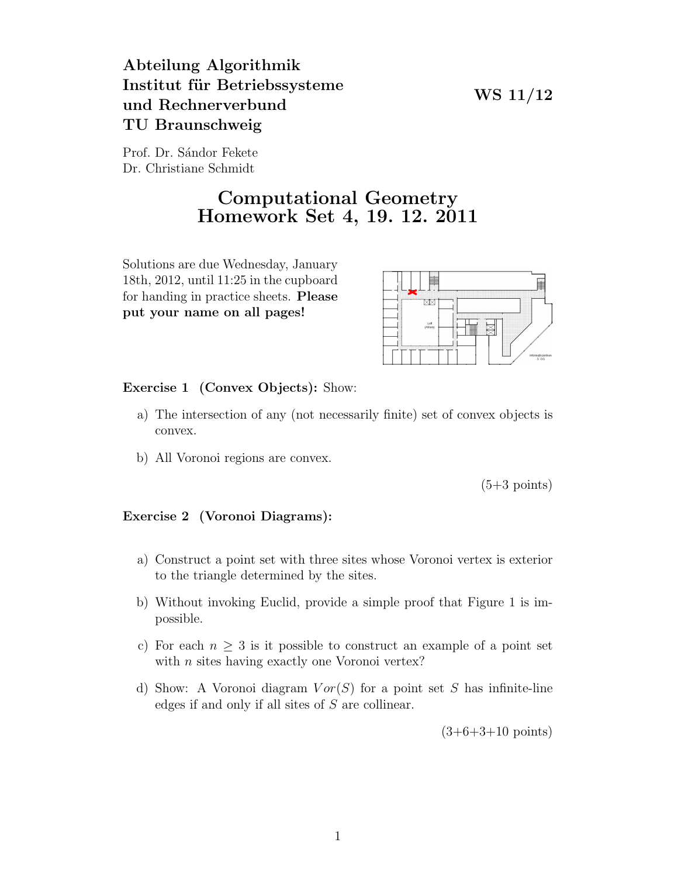**Abteilung Algorithmik**
**Institut für Betriebssysteme und Rechnerverbund**
**TU Braunschweig**

**WS 11/12**

Prof. Dr. Sándor Fekete
Dr. Christiane Schmidt

# Computational Geometry
# Homework Set 4, 19. 12. 2011

Solutions are due Wednesday, January 18th, 2012, until 11:25 in the cupboard for handing in practice sheets. **Please put your name on all pages!**

**Exercise 1 (Convex Objects):** Show:

a) The intersection of any (not necessarily finite) set of convex objects is convex.

b) All Voronoi regions are convex.

(5+3 points)

**Exercise 2 (Voronoi Diagrams):**

a) Construct a point set with three sites whose Voronoi vertex is exterior to the triangle determined by the sites.

b) Without invoking Euclid, provide a simple proof that Figure 1 is impossible.

c) For each $n \geq 3$ is it possible to construct an example of a point set with $n$ sites having exactly one Voronoi vertex?

d) Show: A Voronoi diagram $Vor(S)$ for a point set $S$ has infinite-line edges if and only if all sites of $S$ are collinear.

(3+6+3+10 points)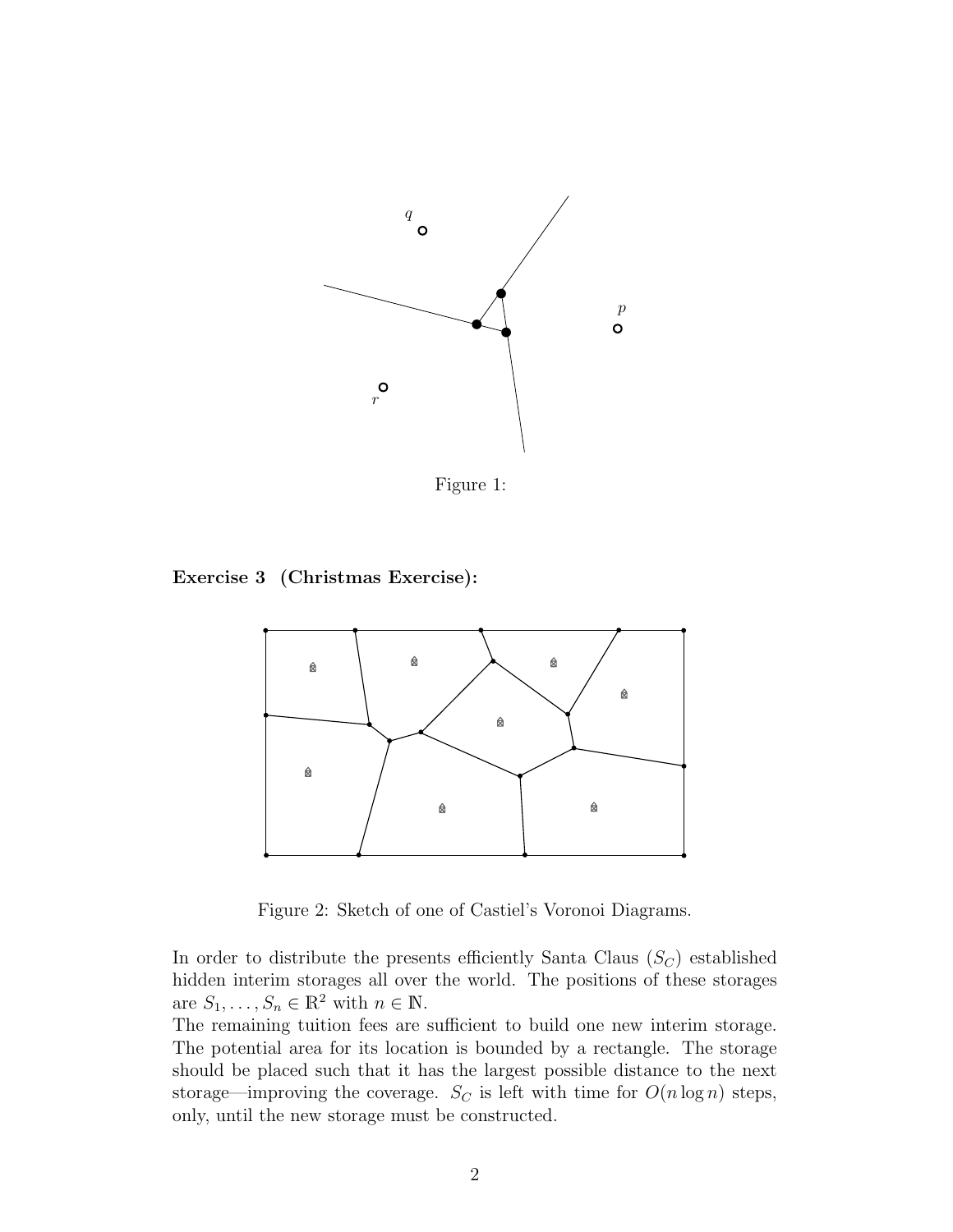Figure 1:

**Exercise 3 (Christmas Exercise):**

Figure 2: Sketch of one of Castiel's Voronoi Diagrams.

In order to distribute the presents efficiently Santa Claus ($S_C$) established hidden interim storages all over the world. The positions of these storages are $S_1, \ldots, S_n \in \mathbb{R}^2$ with $n \in \mathbb{N}$.
The remaining tuition fees are sufficient to build one new interim storage. The potential area for its location is bounded by a rectangle. The storage should be placed such that it has the largest possible distance to the next storage—improving the coverage. $S_C$ is left with time for $O(n \log n)$ steps, only, until the new storage must be constructed.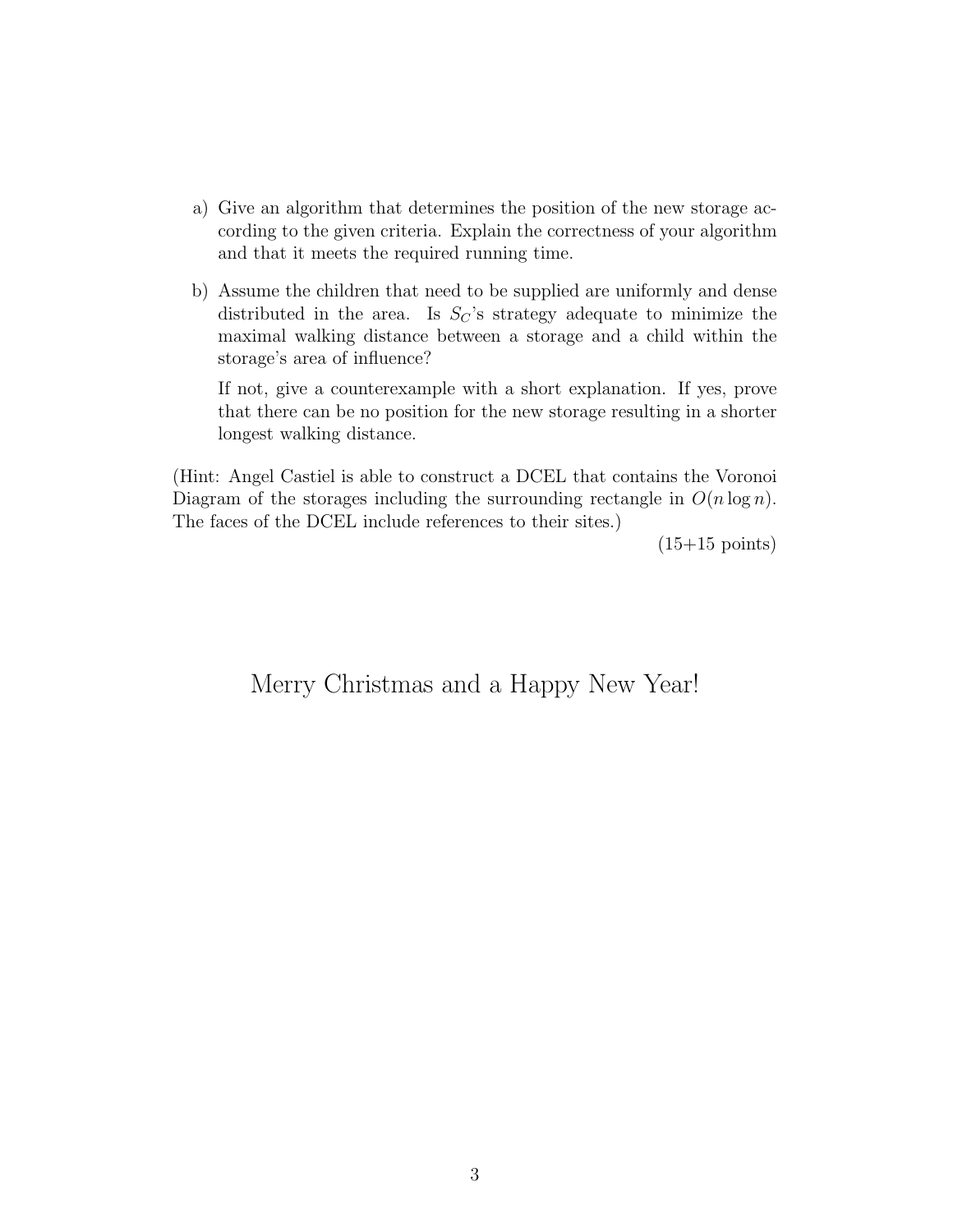a) Give an algorithm that determines the position of the new storage according to the given criteria. Explain the correctness of your algorithm and that it meets the required running time.

b) Assume the children that need to be supplied are uniformly and dense distributed in the area. Is $S_C$'s strategy adequate to minimize the maximal walking distance between a storage and a child within the storage's area of influence?

   If not, give a counterexample with a short explanation. If yes, prove that there can be no position for the new storage resulting in a shorter longest walking distance.

(Hint: Angel Castiel is able to construct a DCEL that contains the Voronoi Diagram of the storages including the surrounding rectangle in $O(n \log n)$. The faces of the DCEL include references to their sites.)

(15+15 points)

Merry Christmas and a Happy New Year!